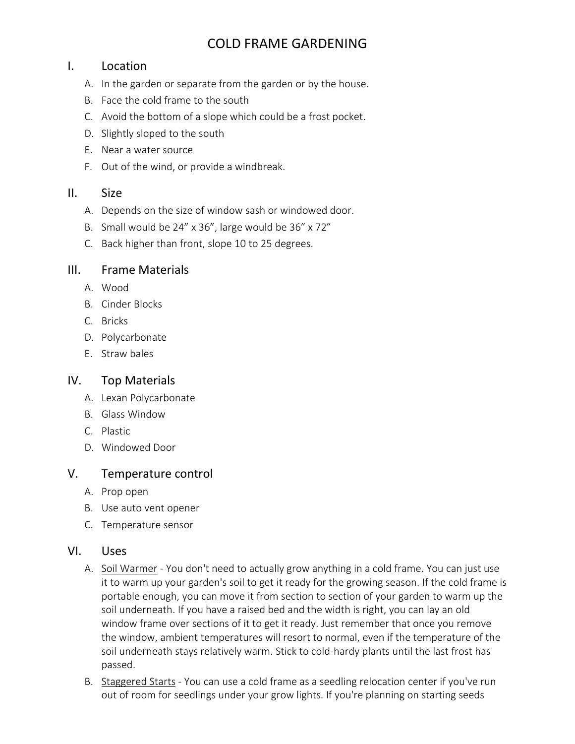# COLD FRAME GARDENING

## I. Location

A. In the garden or separate from the garden or by the house.

B. Face the cold frame to the south

C. Avoid the bottom of a slope which could be a frost pocket.

D. Slightly sloped to the south

E. Near a water source

F. Out of the wind, or provide a windbreak.

## II. Size

A. Depends on the size of window sash or windowed door.

B. Small would be 24" x 36", large would be 36" x 72"

C. Back higher than front, slope 10 to 25 degrees.

## III. Frame Materials

A. Wood

B. Cinder Blocks

C. Bricks

D. Polycarbonate

E. Straw bales

## IV. Top Materials

A. Lexan Polycarbonate

B. Glass Window

C. Plastic

D. Windowed Door

## V. Temperature control

A. Prop open

B. Use auto vent opener

C. Temperature sensor

## VI. Uses

A. <u>Soil Warmer</u> - You don't need to actually grow anything in a cold frame. You can just use it to warm up your garden's soil to get it ready for the growing season. If the cold frame is portable enough, you can move it from section to section of your garden to warm up the soil underneath. If you have a raised bed and the width is right, you can lay an old window frame over sections of it to get it ready. Just remember that once you remove the window, ambient temperatures will resort to normal, even if the temperature of the soil underneath stays relatively warm. Stick to cold-hardy plants until the last frost has passed.

B. <u>Staggered Starts</u> - You can use a cold frame as a seedling relocation center if you've run out of room for seedlings under your grow lights. If you're planning on starting seeds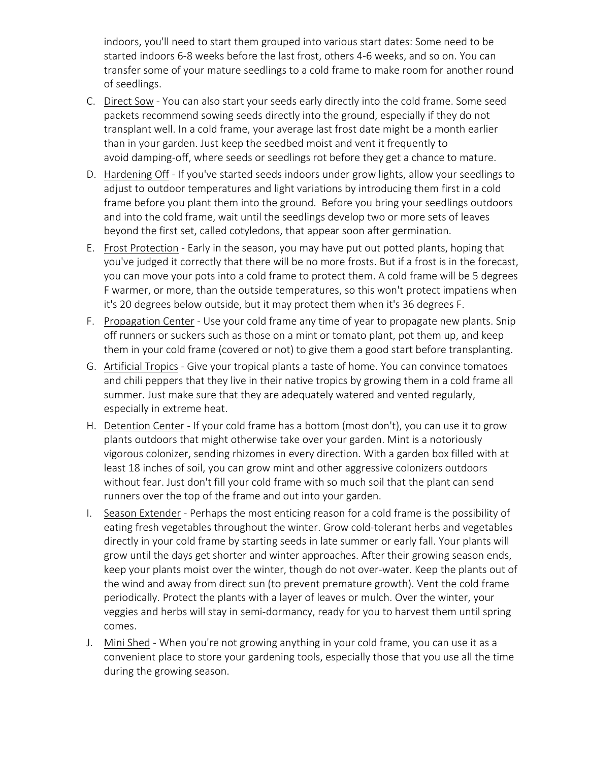indoors, you'll need to start them grouped into various start dates: Some need to be started indoors 6-8 weeks before the last frost, others 4-6 weeks, and so on. You can transfer some of your mature seedlings to a cold frame to make room for another round of seedlings.

C. Direct Sow - You can also start your seeds early directly into the cold frame. Some seed packets recommend sowing seeds directly into the ground, especially if they do not transplant well. In a cold frame, your average last frost date might be a month earlier than in your garden. Just keep the seedbed moist and vent it frequently to avoid damping-off, where seeds or seedlings rot before they get a chance to mature.

D. Hardening Off - If you've started seeds indoors under grow lights, allow your seedlings to adjust to outdoor temperatures and light variations by introducing them first in a cold frame before you plant them into the ground. Before you bring your seedlings outdoors and into the cold frame, wait until the seedlings develop two or more sets of leaves beyond the first set, called cotyledons, that appear soon after germination.

E. Frost Protection - Early in the season, you may have put out potted plants, hoping that you've judged it correctly that there will be no more frosts. But if a frost is in the forecast, you can move your pots into a cold frame to protect them. A cold frame will be 5 degrees F warmer, or more, than the outside temperatures, so this won't protect impatiens when it's 20 degrees below outside, but it may protect them when it's 36 degrees F.

F. Propagation Center - Use your cold frame any time of year to propagate new plants. Snip off runners or suckers such as those on a mint or tomato plant, pot them up, and keep them in your cold frame (covered or not) to give them a good start before transplanting.

G. Artificial Tropics - Give your tropical plants a taste of home. You can convince tomatoes and chili peppers that they live in their native tropics by growing them in a cold frame all summer. Just make sure that they are adequately watered and vented regularly, especially in extreme heat.

H. Detention Center - If your cold frame has a bottom (most don't), you can use it to grow plants outdoors that might otherwise take over your garden. Mint is a notoriously vigorous colonizer, sending rhizomes in every direction. With a garden box filled with at least 18 inches of soil, you can grow mint and other aggressive colonizers outdoors without fear. Just don't fill your cold frame with so much soil that the plant can send runners over the top of the frame and out into your garden.

I. Season Extender - Perhaps the most enticing reason for a cold frame is the possibility of eating fresh vegetables throughout the winter. Grow cold-tolerant herbs and vegetables directly in your cold frame by starting seeds in late summer or early fall. Your plants will grow until the days get shorter and winter approaches. After their growing season ends, keep your plants moist over the winter, though do not over-water. Keep the plants out of the wind and away from direct sun (to prevent premature growth). Vent the cold frame periodically. Protect the plants with a layer of leaves or mulch. Over the winter, your veggies and herbs will stay in semi-dormancy, ready for you to harvest them until spring comes.

J. Mini Shed - When you're not growing anything in your cold frame, you can use it as a convenient place to store your gardening tools, especially those that you use all the time during the growing season.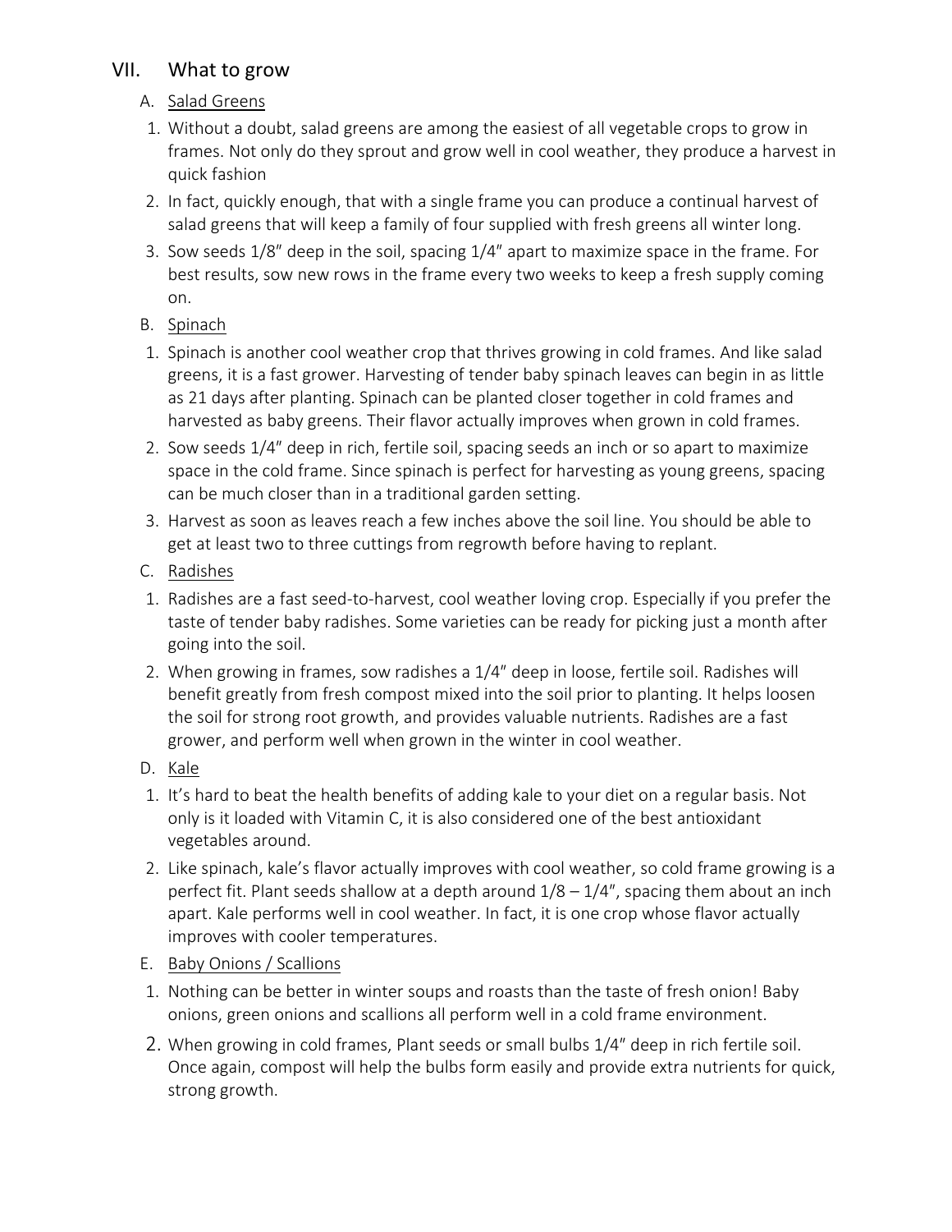## VII. What to grow

A. <u>Salad Greens</u>

1. Without a doubt, salad greens are among the easiest of all vegetable crops to grow in frames. Not only do they sprout and grow well in cool weather, they produce a harvest in quick fashion
2. In fact, quickly enough, that with a single frame you can produce a continual harvest of salad greens that will keep a family of four supplied with fresh greens all winter long.
3. Sow seeds 1/8″ deep in the soil, spacing 1/4″ apart to maximize space in the frame. For best results, sow new rows in the frame every two weeks to keep a fresh supply coming on.

B. <u>Spinach</u>

1. Spinach is another cool weather crop that thrives growing in cold frames. And like salad greens, it is a fast grower. Harvesting of tender baby spinach leaves can begin in as little as 21 days after planting. Spinach can be planted closer together in cold frames and harvested as baby greens. Their flavor actually improves when grown in cold frames.
2. Sow seeds 1/4″ deep in rich, fertile soil, spacing seeds an inch or so apart to maximize space in the cold frame. Since spinach is perfect for harvesting as young greens, spacing can be much closer than in a traditional garden setting.
3. Harvest as soon as leaves reach a few inches above the soil line. You should be able to get at least two to three cuttings from regrowth before having to replant.

C. <u>Radishes</u>

1. Radishes are a fast seed-to-harvest, cool weather loving crop. Especially if you prefer the taste of tender baby radishes. Some varieties can be ready for picking just a month after going into the soil.
2. When growing in frames, sow radishes a 1/4″ deep in loose, fertile soil. Radishes will benefit greatly from fresh compost mixed into the soil prior to planting. It helps loosen the soil for strong root growth, and provides valuable nutrients. Radishes are a fast grower, and perform well when grown in the winter in cool weather.

D. <u>Kale</u>

1. It's hard to beat the health benefits of adding kale to your diet on a regular basis. Not only is it loaded with Vitamin C, it is also considered one of the best antioxidant vegetables around.
2. Like spinach, kale's flavor actually improves with cool weather, so cold frame growing is a perfect fit. Plant seeds shallow at a depth around 1/8 – 1/4″, spacing them about an inch apart. Kale performs well in cool weather. In fact, it is one crop whose flavor actually improves with cooler temperatures.

E. <u>Baby Onions / Scallions</u>

1. Nothing can be better in winter soups and roasts than the taste of fresh onion! Baby onions, green onions and scallions all perform well in a cold frame environment.
2. When growing in cold frames, Plant seeds or small bulbs 1/4″ deep in rich fertile soil. Once again, compost will help the bulbs form easily and provide extra nutrients for quick, strong growth.